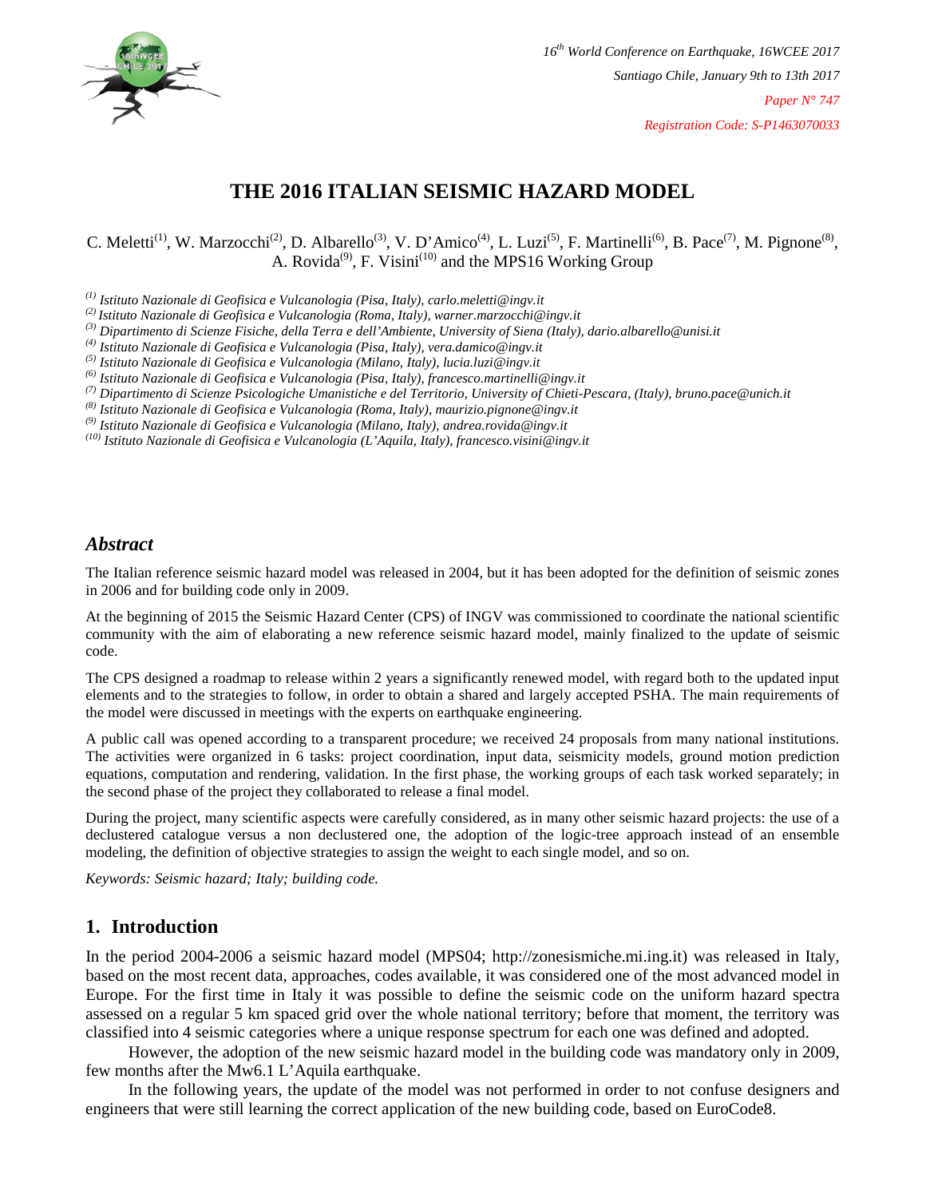# THE 2016 ITALIAN SEISMIC HAZARD MODEL

C. Meletti[(1)], W. Marzocchi[(2)], D. Albarello[(3)], V. D'Amico[(4)], L. Luzi[(5)], F. Martinelli[(6)], B. Pace[(7)], M. Pignone[(8)], A. Rovida[(9)], F. Visini[(10)] and the MPS16 Working Group

*[(1)] Istituto Nazionale di Geofisica e Vulcanologia (Pisa, Italy), carlo.meletti@ingv.it*
*[(2)] Istituto Nazionale di Geofisica e Vulcanologia (Roma, Italy), warner.marzocchi@ingv.it*
*[(3)] Dipartimento di Scienze Fisiche, della Terra e dell'Ambiente, University of Siena (Italy), dario.albarello@unisi.it*
*[(4)] Istituto Nazionale di Geofisica e Vulcanologia (Pisa, Italy), vera.damico@ingv.it*
*[(5)] Istituto Nazionale di Geofisica e Vulcanologia (Milano, Italy), lucia.luzi@ingv.it*
*[(6)] Istituto Nazionale di Geofisica e Vulcanologia (Pisa, Italy), francesco.martinelli@ingv.it*
*[(7)] Dipartimento di Scienze Psicologiche Umanistiche e del Territorio, University of Chieti-Pescara, (Italy), bruno.pace@unich.it*
*[(8)] Istituto Nazionale di Geofisica e Vulcanologia (Roma, Italy), maurizio.pignone@ingv.it*
*[(9)] Istituto Nazionale di Geofisica e Vulcanologia (Milano, Italy), andrea.rovida@ingv.it*
*[(10)] Istituto Nazionale di Geofisica e Vulcanologia (L'Aquila, Italy), francesco.visini@ingv.it*

## *Abstract*

The Italian reference seismic hazard model was released in 2004, but it has been adopted for the definition of seismic zones in 2006 and for building code only in 2009.

At the beginning of 2015 the Seismic Hazard Center (CPS) of INGV was commissioned to coordinate the national scientific community with the aim of elaborating a new reference seismic hazard model, mainly finalized to the update of seismic code.

The CPS designed a roadmap to release within 2 years a significantly renewed model, with regard both to the updated input elements and to the strategies to follow, in order to obtain a shared and largely accepted PSHA. The main requirements of the model were discussed in meetings with the experts on earthquake engineering.

A public call was opened according to a transparent procedure; we received 24 proposals from many national institutions. The activities were organized in 6 tasks: project coordination, input data, seismicity models, ground motion prediction equations, computation and rendering, validation. In the first phase, the working groups of each task worked separately; in the second phase of the project they collaborated to release a final model.

During the project, many scientific aspects were carefully considered, as in many other seismic hazard projects: the use of a declustered catalogue versus a non declustered one, the adoption of the logic-tree approach instead of an ensemble modeling, the definition of objective strategies to assign the weight to each single model, and so on.

*Keywords: Seismic hazard; Italy; building code.*

## 1. Introduction

In the period 2004-2006 a seismic hazard model (MPS04; http://zonesismiche.mi.ing.it) was released in Italy, based on the most recent data, approaches, codes available, it was considered one of the most advanced model in Europe. For the first time in Italy it was possible to define the seismic code on the uniform hazard spectra assessed on a regular 5 km spaced grid over the whole national territory; before that moment, the territory was classified into 4 seismic categories where a unique response spectrum for each one was defined and adopted.

However, the adoption of the new seismic hazard model in the building code was mandatory only in 2009, few months after the Mw6.1 L'Aquila earthquake.

In the following years, the update of the model was not performed in order to not confuse designers and engineers that were still learning the correct application of the new building code, based on EuroCode8.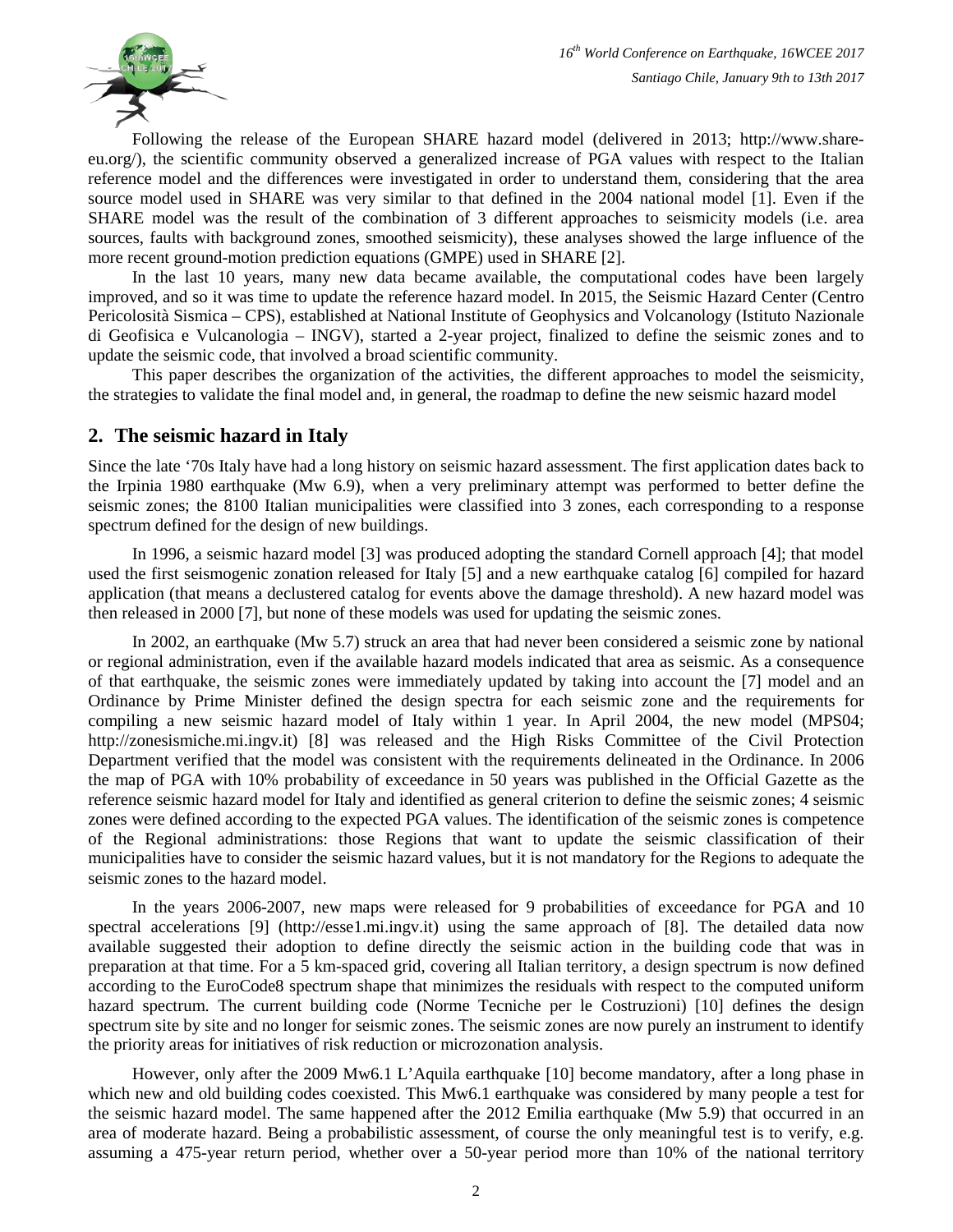Following the release of the European SHARE hazard model (delivered in 2013; http://www.share-eu.org/), the scientific community observed a generalized increase of PGA values with respect to the Italian reference model and the differences were investigated in order to understand them, considering that the area source model used in SHARE was very similar to that defined in the 2004 national model [1]. Even if the SHARE model was the result of the combination of 3 different approaches to seismicity models (i.e. area sources, faults with background zones, smoothed seismicity), these analyses showed the large influence of the more recent ground-motion prediction equations (GMPE) used in SHARE [2].

In the last 10 years, many new data became available, the computational codes have been largely improved, and so it was time to update the reference hazard model. In 2015, the Seismic Hazard Center (Centro Pericolosità Sismica – CPS), established at National Institute of Geophysics and Volcanology (Istituto Nazionale di Geofisica e Vulcanologia – INGV), started a 2-year project, finalized to define the seismic zones and to update the seismic code, that involved a broad scientific community.

This paper describes the organization of the activities, the different approaches to model the seismicity, the strategies to validate the final model and, in general, the roadmap to define the new seismic hazard model

## 2. The seismic hazard in Italy

Since the late '70s Italy have had a long history on seismic hazard assessment. The first application dates back to the Irpinia 1980 earthquake (Mw 6.9), when a very preliminary attempt was performed to better define the seismic zones; the 8100 Italian municipalities were classified into 3 zones, each corresponding to a response spectrum defined for the design of new buildings.

In 1996, a seismic hazard model [3] was produced adopting the standard Cornell approach [4]; that model used the first seismogenic zonation released for Italy [5] and a new earthquake catalog [6] compiled for hazard application (that means a declustered catalog for events above the damage threshold). A new hazard model was then released in 2000 [7], but none of these models was used for updating the seismic zones.

In 2002, an earthquake (Mw 5.7) struck an area that had never been considered a seismic zone by national or regional administration, even if the available hazard models indicated that area as seismic. As a consequence of that earthquake, the seismic zones were immediately updated by taking into account the [7] model and an Ordinance by Prime Minister defined the design spectra for each seismic zone and the requirements for compiling a new seismic hazard model of Italy within 1 year. In April 2004, the new model (MPS04; http://zonesismiche.mi.ingv.it) [8] was released and the High Risks Committee of the Civil Protection Department verified that the model was consistent with the requirements delineated in the Ordinance. In 2006 the map of PGA with 10% probability of exceedance in 50 years was published in the Official Gazette as the reference seismic hazard model for Italy and identified as general criterion to define the seismic zones; 4 seismic zones were defined according to the expected PGA values. The identification of the seismic zones is competence of the Regional administrations: those Regions that want to update the seismic classification of their municipalities have to consider the seismic hazard values, but it is not mandatory for the Regions to adequate the seismic zones to the hazard model.

In the years 2006-2007, new maps were released for 9 probabilities of exceedance for PGA and 10 spectral accelerations [9] (http://esse1.mi.ingv.it) using the same approach of [8]. The detailed data now available suggested their adoption to define directly the seismic action in the building code that was in preparation at that time. For a 5 km-spaced grid, covering all Italian territory, a design spectrum is now defined according to the EuroCode8 spectrum shape that minimizes the residuals with respect to the computed uniform hazard spectrum. The current building code (Norme Tecniche per le Costruzioni) [10] defines the design spectrum site by site and no longer for seismic zones. The seismic zones are now purely an instrument to identify the priority areas for initiatives of risk reduction or microzonation analysis.

However, only after the 2009 Mw6.1 L'Aquila earthquake [10] become mandatory, after a long phase in which new and old building codes coexisted. This Mw6.1 earthquake was considered by many people a test for the seismic hazard model. The same happened after the 2012 Emilia earthquake (Mw 5.9) that occurred in an area of moderate hazard. Being a probabilistic assessment, of course the only meaningful test is to verify, e.g. assuming a 475-year return period, whether over a 50-year period more than 10% of the national territory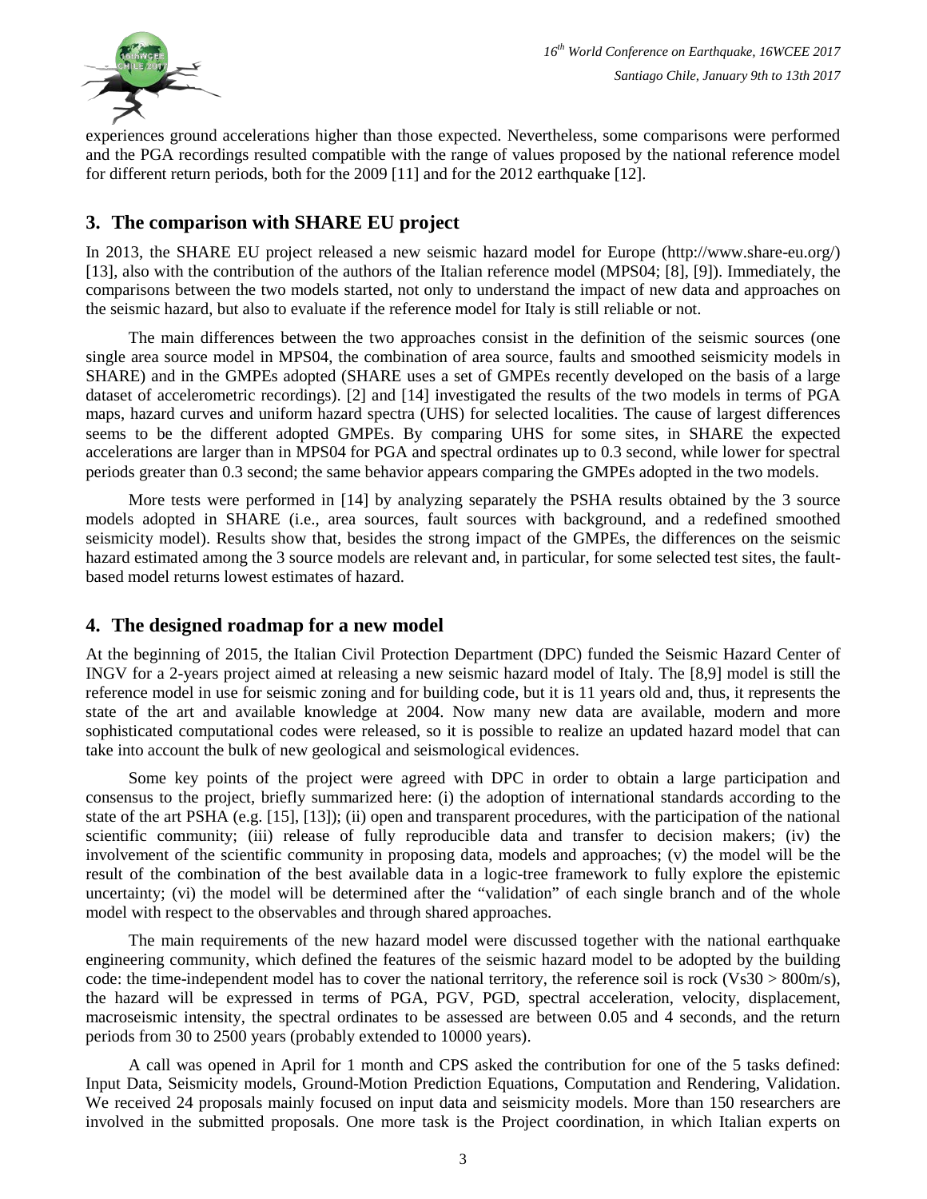experiences ground accelerations higher than those expected. Nevertheless, some comparisons were performed and the PGA recordings resulted compatible with the range of values proposed by the national reference model for different return periods, both for the 2009 [11] and for the 2012 earthquake [12].

## 3. The comparison with SHARE EU project

In 2013, the SHARE EU project released a new seismic hazard model for Europe (http://www.share-eu.org/) [13], also with the contribution of the authors of the Italian reference model (MPS04; [8], [9]). Immediately, the comparisons between the two models started, not only to understand the impact of new data and approaches on the seismic hazard, but also to evaluate if the reference model for Italy is still reliable or not.

The main differences between the two approaches consist in the definition of the seismic sources (one single area source model in MPS04, the combination of area source, faults and smoothed seismicity models in SHARE) and in the GMPEs adopted (SHARE uses a set of GMPEs recently developed on the basis of a large dataset of accelerometric recordings). [2] and [14] investigated the results of the two models in terms of PGA maps, hazard curves and uniform hazard spectra (UHS) for selected localities. The cause of largest differences seems to be the different adopted GMPEs. By comparing UHS for some sites, in SHARE the expected accelerations are larger than in MPS04 for PGA and spectral ordinates up to 0.3 second, while lower for spectral periods greater than 0.3 second; the same behavior appears comparing the GMPEs adopted in the two models.

More tests were performed in [14] by analyzing separately the PSHA results obtained by the 3 source models adopted in SHARE (i.e., area sources, fault sources with background, and a redefined smoothed seismicity model). Results show that, besides the strong impact of the GMPEs, the differences on the seismic hazard estimated among the 3 source models are relevant and, in particular, for some selected test sites, the fault-based model returns lowest estimates of hazard.

## 4. The designed roadmap for a new model

At the beginning of 2015, the Italian Civil Protection Department (DPC) funded the Seismic Hazard Center of INGV for a 2-years project aimed at releasing a new seismic hazard model of Italy. The [8,9] model is still the reference model in use for seismic zoning and for building code, but it is 11 years old and, thus, it represents the state of the art and available knowledge at 2004. Now many new data are available, modern and more sophisticated computational codes were released, so it is possible to realize an updated hazard model that can take into account the bulk of new geological and seismological evidences.

Some key points of the project were agreed with DPC in order to obtain a large participation and consensus to the project, briefly summarized here: (i) the adoption of international standards according to the state of the art PSHA (e.g. [15], [13]); (ii) open and transparent procedures, with the participation of the national scientific community; (iii) release of fully reproducible data and transfer to decision makers; (iv) the involvement of the scientific community in proposing data, models and approaches; (v) the model will be the result of the combination of the best available data in a logic-tree framework to fully explore the epistemic uncertainty; (vi) the model will be determined after the "validation" of each single branch and of the whole model with respect to the observables and through shared approaches.

The main requirements of the new hazard model were discussed together with the national earthquake engineering community, which defined the features of the seismic hazard model to be adopted by the building code: the time-independent model has to cover the national territory, the reference soil is rock ($Vs30 > 800$m/s), the hazard will be expressed in terms of PGA, PGV, PGD, spectral acceleration, velocity, displacement, macroseismic intensity, the spectral ordinates to be assessed are between 0.05 and 4 seconds, and the return periods from 30 to 2500 years (probably extended to 10000 years).

A call was opened in April for 1 month and CPS asked the contribution for one of the 5 tasks defined: Input Data, Seismicity models, Ground-Motion Prediction Equations, Computation and Rendering, Validation. We received 24 proposals mainly focused on input data and seismicity models. More than 150 researchers are involved in the submitted proposals. One more task is the Project coordination, in which Italian experts on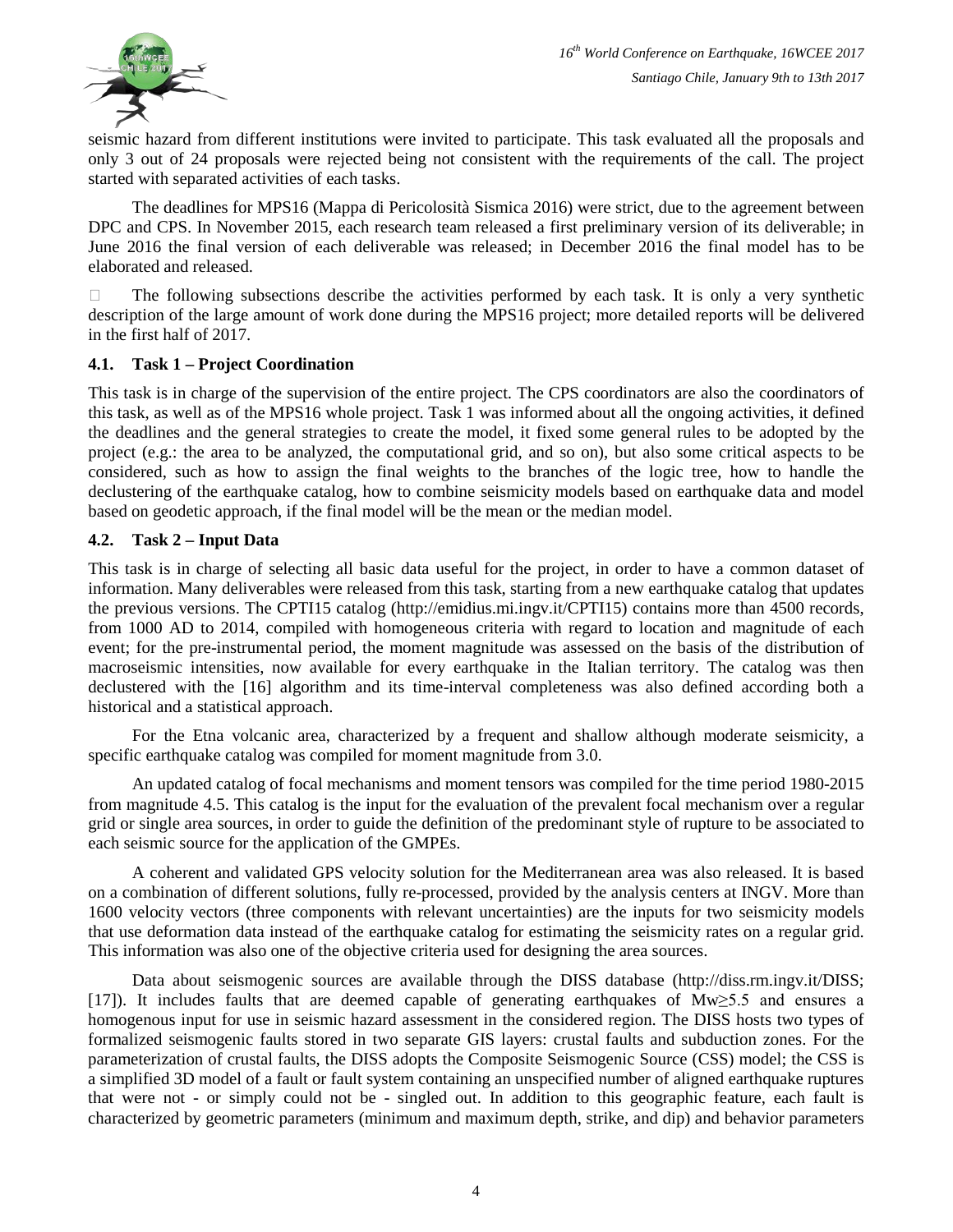seismic hazard from different institutions were invited to participate. This task evaluated all the proposals and only 3 out of 24 proposals were rejected being not consistent with the requirements of the call. The project started with separated activities of each tasks.

The deadlines for MPS16 (Mappa di Pericolosità Sismica 2016) were strict, due to the agreement between DPC and CPS. In November 2015, each research team released a first preliminary version of its deliverable; in June 2016 the final version of each deliverable was released; in December 2016 the final model has to be elaborated and released.

The following subsections describe the activities performed by each task. It is only a very synthetic description of the large amount of work done during the MPS16 project; more detailed reports will be delivered in the first half of 2017.

### 4.1. Task 1 – Project Coordination

This task is in charge of the supervision of the entire project. The CPS coordinators are also the coordinators of this task, as well as of the MPS16 whole project. Task 1 was informed about all the ongoing activities, it defined the deadlines and the general strategies to create the model, it fixed some general rules to be adopted by the project (e.g.: the area to be analyzed, the computational grid, and so on), but also some critical aspects to be considered, such as how to assign the final weights to the branches of the logic tree, how to handle the declustering of the earthquake catalog, how to combine seismicity models based on earthquake data and model based on geodetic approach, if the final model will be the mean or the median model.

### 4.2. Task 2 – Input Data

This task is in charge of selecting all basic data useful for the project, in order to have a common dataset of information. Many deliverables were released from this task, starting from a new earthquake catalog that updates the previous versions. The CPTI15 catalog (http://emidius.mi.ingv.it/CPTI15) contains more than 4500 records, from 1000 AD to 2014, compiled with homogeneous criteria with regard to location and magnitude of each event; for the pre-instrumental period, the moment magnitude was assessed on the basis of the distribution of macroseismic intensities, now available for every earthquake in the Italian territory. The catalog was then declustered with the [16] algorithm and its time-interval completeness was also defined according both a historical and a statistical approach.

For the Etna volcanic area, characterized by a frequent and shallow although moderate seismicity, a specific earthquake catalog was compiled for moment magnitude from 3.0.

An updated catalog of focal mechanisms and moment tensors was compiled for the time period 1980-2015 from magnitude 4.5. This catalog is the input for the evaluation of the prevalent focal mechanism over a regular grid or single area sources, in order to guide the definition of the predominant style of rupture to be associated to each seismic source for the application of the GMPEs.

A coherent and validated GPS velocity solution for the Mediterranean area was also released. It is based on a combination of different solutions, fully re-processed, provided by the analysis centers at INGV. More than 1600 velocity vectors (three components with relevant uncertainties) are the inputs for two seismicity models that use deformation data instead of the earthquake catalog for estimating the seismicity rates on a regular grid. This information was also one of the objective criteria used for designing the area sources.

Data about seismogenic sources are available through the DISS database (http://diss.rm.ingv.it/DISS; [17]). It includes faults that are deemed capable of generating earthquakes of $M_w \geq 5.5$ and ensures a homogenous input for use in seismic hazard assessment in the considered region. The DISS hosts two types of formalized seismogenic faults stored in two separate GIS layers: crustal faults and subduction zones. For the parameterization of crustal faults, the DISS adopts the Composite Seismogenic Source (CSS) model; the CSS is a simplified 3D model of a fault or fault system containing an unspecified number of aligned earthquake ruptures that were not - or simply could not be - singled out. In addition to this geographic feature, each fault is characterized by geometric parameters (minimum and maximum depth, strike, and dip) and behavior parameters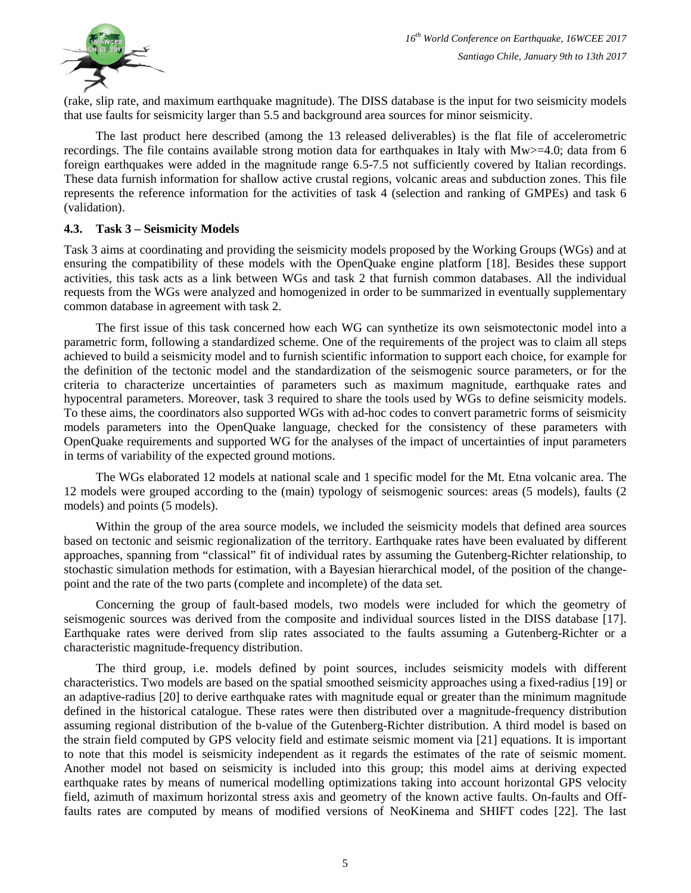(rake, slip rate, and maximum earthquake magnitude). The DISS database is the input for two seismicity models that use faults for seismicity larger than 5.5 and background area sources for minor seismicity.

The last product here described (among the 13 released deliverables) is the flat file of accelerometric recordings. The file contains available strong motion data for earthquakes in Italy with Mw>=4.0; data from 6 foreign earthquakes were added in the magnitude range 6.5-7.5 not sufficiently covered by Italian recordings. These data furnish information for shallow active crustal regions, volcanic areas and subduction zones. This file represents the reference information for the activities of task 4 (selection and ranking of GMPEs) and task 6 (validation).

### 4.3. Task 3 – Seismicity Models

Task 3 aims at coordinating and providing the seismicity models proposed by the Working Groups (WGs) and at ensuring the compatibility of these models with the OpenQuake engine platform [18]. Besides these support activities, this task acts as a link between WGs and task 2 that furnish common databases. All the individual requests from the WGs were analyzed and homogenized in order to be summarized in eventually supplementary common database in agreement with task 2.

The first issue of this task concerned how each WG can synthetize its own seismotectonic model into a parametric form, following a standardized scheme. One of the requirements of the project was to claim all steps achieved to build a seismicity model and to furnish scientific information to support each choice, for example for the definition of the tectonic model and the standardization of the seismogenic source parameters, or for the criteria to characterize uncertainties of parameters such as maximum magnitude, earthquake rates and hypocentral parameters. Moreover, task 3 required to share the tools used by WGs to define seismicity models. To these aims, the coordinators also supported WGs with ad-hoc codes to convert parametric forms of seismicity models parameters into the OpenQuake language, checked for the consistency of these parameters with OpenQuake requirements and supported WG for the analyses of the impact of uncertainties of input parameters in terms of variability of the expected ground motions.

The WGs elaborated 12 models at national scale and 1 specific model for the Mt. Etna volcanic area. The 12 models were grouped according to the (main) typology of seismogenic sources: areas (5 models), faults (2 models) and points (5 models).

Within the group of the area source models, we included the seismicity models that defined area sources based on tectonic and seismic regionalization of the territory. Earthquake rates have been evaluated by different approaches, spanning from "classical" fit of individual rates by assuming the Gutenberg-Richter relationship, to stochastic simulation methods for estimation, with a Bayesian hierarchical model, of the position of the change-point and the rate of the two parts (complete and incomplete) of the data set.

Concerning the group of fault-based models, two models were included for which the geometry of seismogenic sources was derived from the composite and individual sources listed in the DISS database [17]. Earthquake rates were derived from slip rates associated to the faults assuming a Gutenberg-Richter or a characteristic magnitude-frequency distribution.

The third group, i.e. models defined by point sources, includes seismicity models with different characteristics. Two models are based on the spatial smoothed seismicity approaches using a fixed-radius [19] or an adaptive-radius [20] to derive earthquake rates with magnitude equal or greater than the minimum magnitude defined in the historical catalogue. These rates were then distributed over a magnitude-frequency distribution assuming regional distribution of the b-value of the Gutenberg-Richter distribution. A third model is based on the strain field computed by GPS velocity field and estimate seismic moment via [21] equations. It is important to note that this model is seismicity independent as it regards the estimates of the rate of seismic moment. Another model not based on seismicity is included into this group; this model aims at deriving expected earthquake rates by means of numerical modelling optimizations taking into account horizontal GPS velocity field, azimuth of maximum horizontal stress axis and geometry of the known active faults. On-faults and Off-faults rates are computed by means of modified versions of NeoKinema and SHIFT codes [22]. The last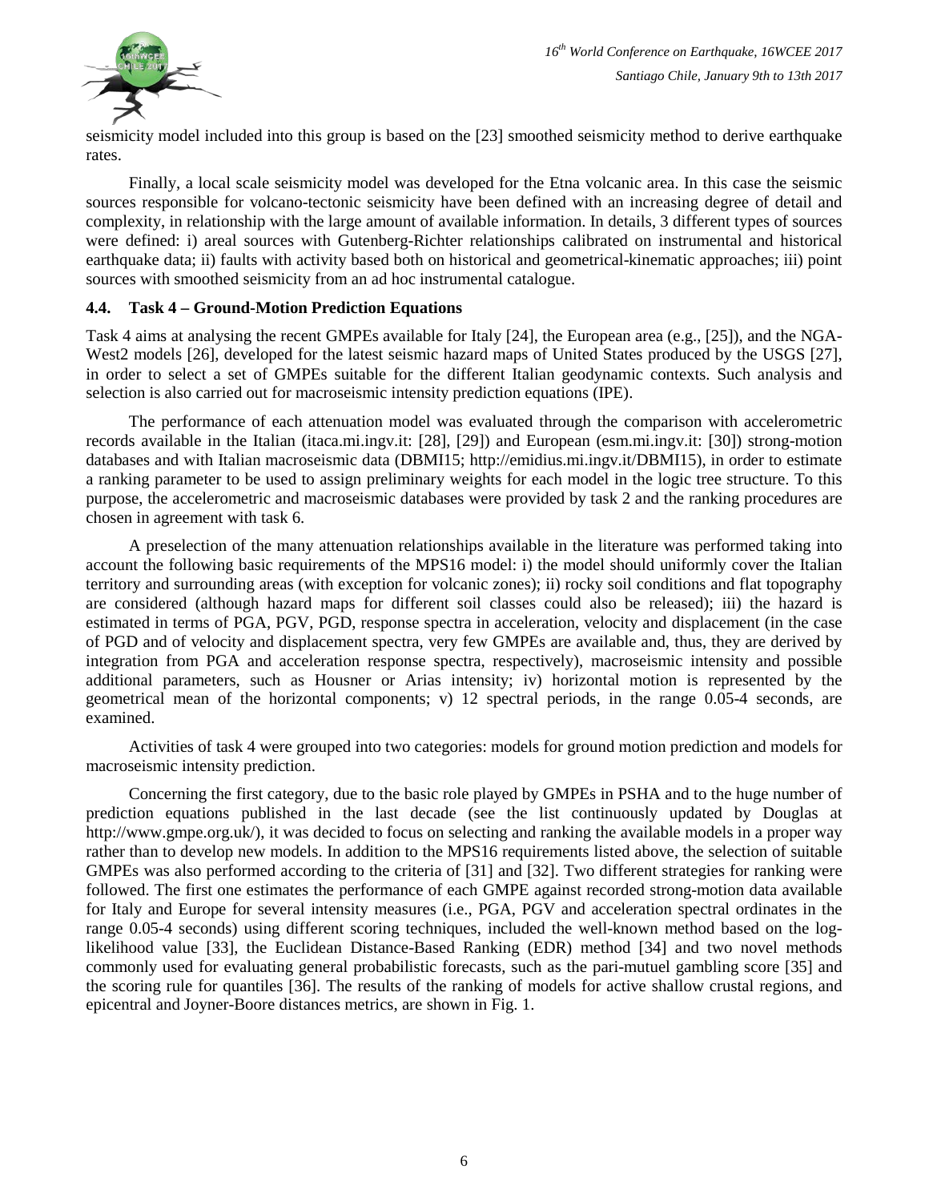seismicity model included into this group is based on the [23] smoothed seismicity method to derive earthquake rates.

Finally, a local scale seismicity model was developed for the Etna volcanic area. In this case the seismic sources responsible for volcano-tectonic seismicity have been defined with an increasing degree of detail and complexity, in relationship with the large amount of available information. In details, 3 different types of sources were defined: i) areal sources with Gutenberg-Richter relationships calibrated on instrumental and historical earthquake data; ii) faults with activity based both on historical and geometrical-kinematic approaches; iii) point sources with smoothed seismicity from an ad hoc instrumental catalogue.

### 4.4. Task 4 – Ground-Motion Prediction Equations

Task 4 aims at analysing the recent GMPEs available for Italy [24], the European area (e.g., [25]), and the NGA-West2 models [26], developed for the latest seismic hazard maps of United States produced by the USGS [27], in order to select a set of GMPEs suitable for the different Italian geodynamic contexts. Such analysis and selection is also carried out for macroseismic intensity prediction equations (IPE).

The performance of each attenuation model was evaluated through the comparison with accelerometric records available in the Italian (itaca.mi.ingv.it: [28], [29]) and European (esm.mi.ingv.it: [30]) strong-motion databases and with Italian macroseismic data (DBMI15; http://emidius.mi.ingv.it/DBMI15), in order to estimate a ranking parameter to be used to assign preliminary weights for each model in the logic tree structure. To this purpose, the accelerometric and macroseismic databases were provided by task 2 and the ranking procedures are chosen in agreement with task 6.

A preselection of the many attenuation relationships available in the literature was performed taking into account the following basic requirements of the MPS16 model: i) the model should uniformly cover the Italian territory and surrounding areas (with exception for volcanic zones); ii) rocky soil conditions and flat topography are considered (although hazard maps for different soil classes could also be released); iii) the hazard is estimated in terms of PGA, PGV, PGD, response spectra in acceleration, velocity and displacement (in the case of PGD and of velocity and displacement spectra, very few GMPEs are available and, thus, they are derived by integration from PGA and acceleration response spectra, respectively), macroseismic intensity and possible additional parameters, such as Housner or Arias intensity; iv) horizontal motion is represented by the geometrical mean of the horizontal components; v) 12 spectral periods, in the range 0.05-4 seconds, are examined.

Activities of task 4 were grouped into two categories: models for ground motion prediction and models for macroseismic intensity prediction.

Concerning the first category, due to the basic role played by GMPEs in PSHA and to the huge number of prediction equations published in the last decade (see the list continuously updated by Douglas at http://www.gmpe.org.uk/), it was decided to focus on selecting and ranking the available models in a proper way rather than to develop new models. In addition to the MPS16 requirements listed above, the selection of suitable GMPEs was also performed according to the criteria of [31] and [32]. Two different strategies for ranking were followed. The first one estimates the performance of each GMPE against recorded strong-motion data available for Italy and Europe for several intensity measures (i.e., PGA, PGV and acceleration spectral ordinates in the range 0.05-4 seconds) using different scoring techniques, included the well-known method based on the log-likelihood value [33], the Euclidean Distance-Based Ranking (EDR) method [34] and two novel methods commonly used for evaluating general probabilistic forecasts, such as the pari-mutuel gambling score [35] and the scoring rule for quantiles [36]. The results of the ranking of models for active shallow crustal regions, and epicentral and Joyner-Boore distances metrics, are shown in Fig. 1.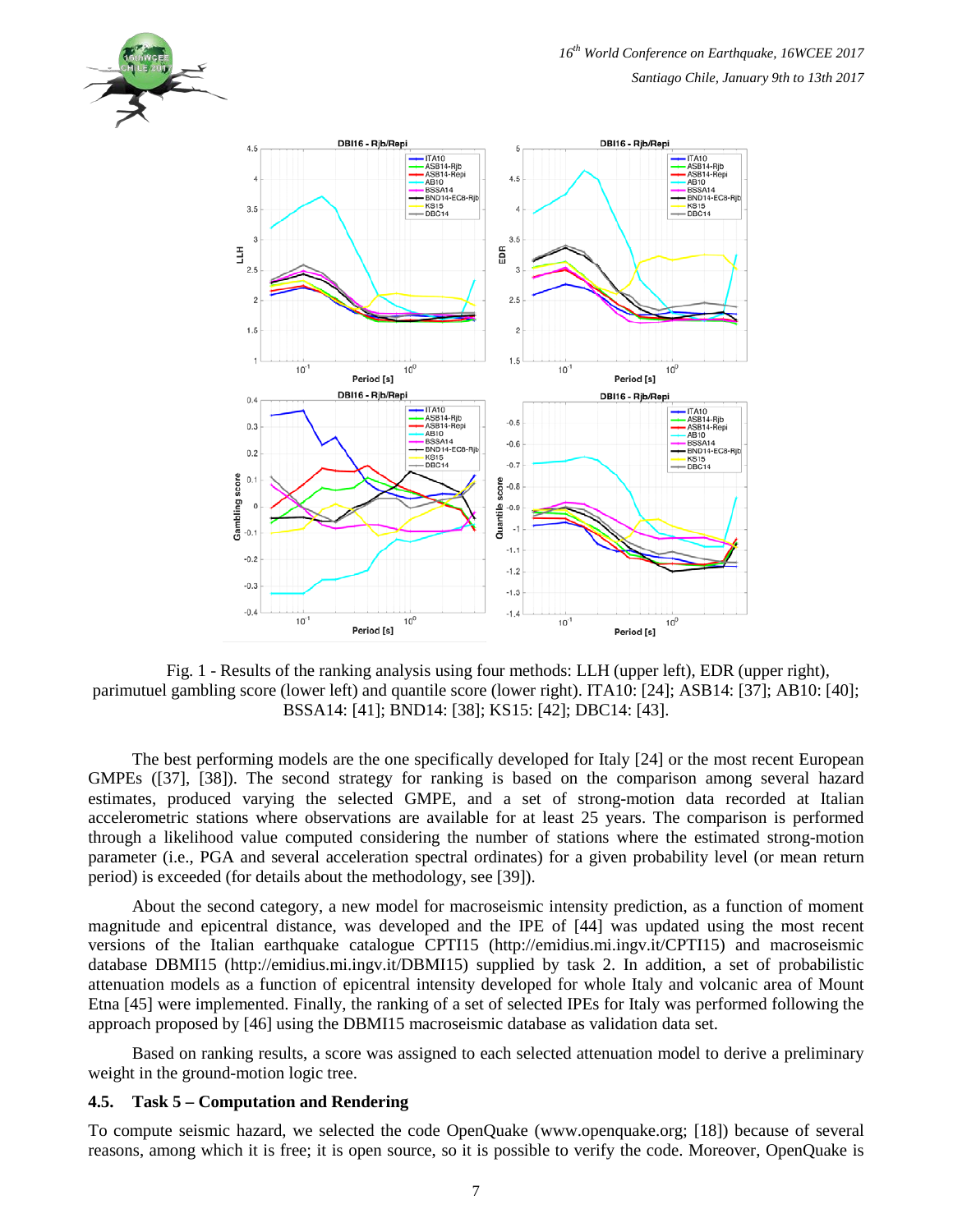Fig. 1 - Results of the ranking analysis using four methods: LLH (upper left), EDR (upper right), parimutuel gambling score (lower left) and quantile score (lower right). ITA10: [24]; ASB14: [37]; AB10: [40]; BSSA14: [41]; BND14: [38]; KS15: [42]; DBC14: [43].

The best performing models are the one specifically developed for Italy [24] or the most recent European GMPEs ([37], [38]). The second strategy for ranking is based on the comparison among several hazard estimates, produced varying the selected GMPE, and a set of strong-motion data recorded at Italian accelerometric stations where observations are available for at least 25 years. The comparison is performed through a likelihood value computed considering the number of stations where the estimated strong-motion parameter (i.e., PGA and several acceleration spectral ordinates) for a given probability level (or mean return period) is exceeded (for details about the methodology, see [39]).

About the second category, a new model for macroseismic intensity prediction, as a function of moment magnitude and epicentral distance, was developed and the IPE of [44] was updated using the most recent versions of the Italian earthquake catalogue CPTI15 (http://emidius.mi.ingv.it/CPTI15) and macroseismic database DBMI15 (http://emidius.mi.ingv.it/DBMI15) supplied by task 2. In addition, a set of probabilistic attenuation models as a function of epicentral intensity developed for whole Italy and volcanic area of Mount Etna [45] were implemented. Finally, the ranking of a set of selected IPEs for Italy was performed following the approach proposed by [46] using the DBMI15 macroseismic database as validation data set.

Based on ranking results, a score was assigned to each selected attenuation model to derive a preliminary weight in the ground-motion logic tree.

### 4.5. Task 5 – Computation and Rendering

To compute seismic hazard, we selected the code OpenQuake (www.openquake.org; [18]) because of several reasons, among which it is free; it is open source, so it is possible to verify the code. Moreover, OpenQuake is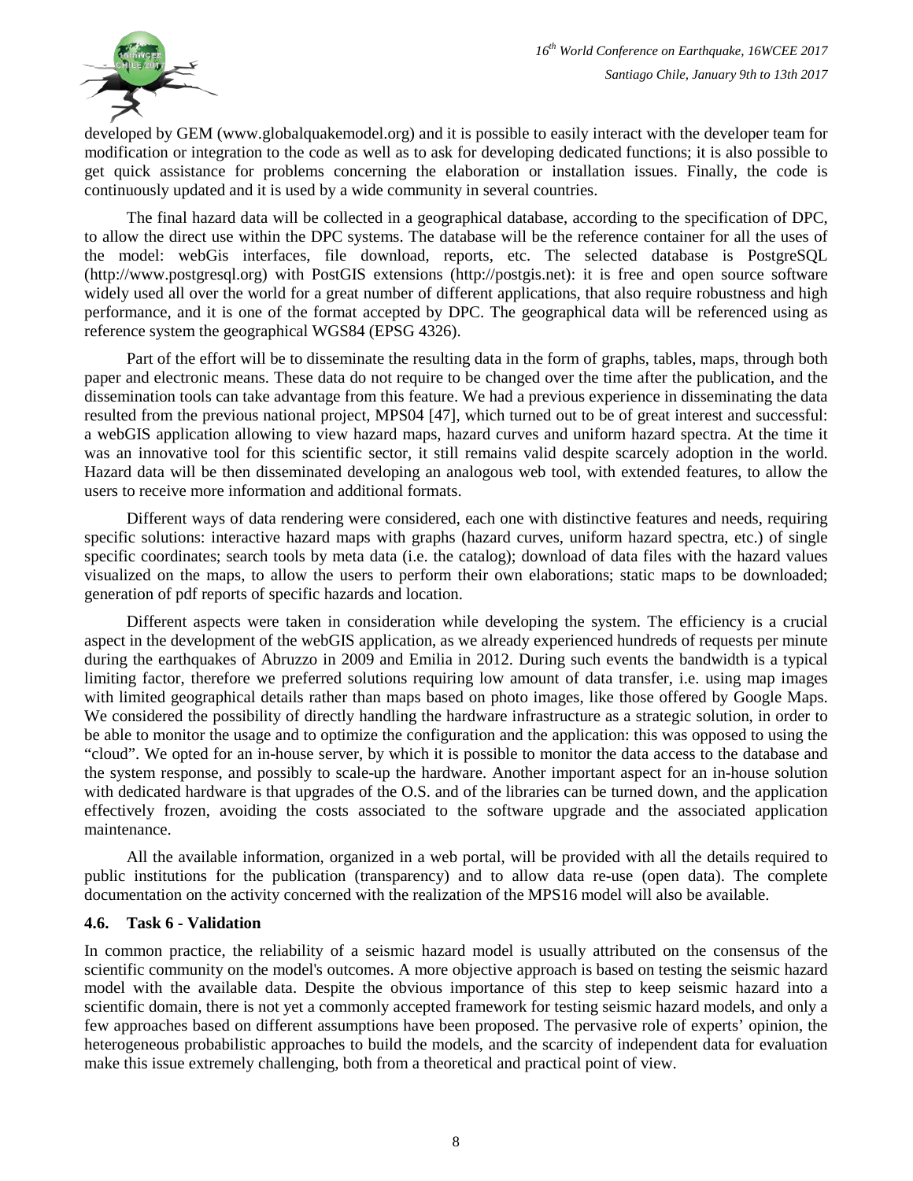developed by GEM (www.globalquakemodel.org) and it is possible to easily interact with the developer team for modification or integration to the code as well as to ask for developing dedicated functions; it is also possible to get quick assistance for problems concerning the elaboration or installation issues. Finally, the code is continuously updated and it is used by a wide community in several countries.

The final hazard data will be collected in a geographical database, according to the specification of DPC, to allow the direct use within the DPC systems. The database will be the reference container for all the uses of the model: webGis interfaces, file download, reports, etc. The selected database is PostgreSQL (http://www.postgresql.org) with PostGIS extensions (http://postgis.net): it is free and open source software widely used all over the world for a great number of different applications, that also require robustness and high performance, and it is one of the format accepted by DPC. The geographical data will be referenced using as reference system the geographical WGS84 (EPSG 4326).

Part of the effort will be to disseminate the resulting data in the form of graphs, tables, maps, through both paper and electronic means. These data do not require to be changed over the time after the publication, and the dissemination tools can take advantage from this feature. We had a previous experience in disseminating the data resulted from the previous national project, MPS04 [47], which turned out to be of great interest and successful: a webGIS application allowing to view hazard maps, hazard curves and uniform hazard spectra. At the time it was an innovative tool for this scientific sector, it still remains valid despite scarcely adoption in the world. Hazard data will be then disseminated developing an analogous web tool, with extended features, to allow the users to receive more information and additional formats.

Different ways of data rendering were considered, each one with distinctive features and needs, requiring specific solutions: interactive hazard maps with graphs (hazard curves, uniform hazard spectra, etc.) of single specific coordinates; search tools by meta data (i.e. the catalog); download of data files with the hazard values visualized on the maps, to allow the users to perform their own elaborations; static maps to be downloaded; generation of pdf reports of specific hazards and location.

Different aspects were taken in consideration while developing the system. The efficiency is a crucial aspect in the development of the webGIS application, as we already experienced hundreds of requests per minute during the earthquakes of Abruzzo in 2009 and Emilia in 2012. During such events the bandwidth is a typical limiting factor, therefore we preferred solutions requiring low amount of data transfer, i.e. using map images with limited geographical details rather than maps based on photo images, like those offered by Google Maps. We considered the possibility of directly handling the hardware infrastructure as a strategic solution, in order to be able to monitor the usage and to optimize the configuration and the application: this was opposed to using the "cloud". We opted for an in-house server, by which it is possible to monitor the data access to the database and the system response, and possibly to scale-up the hardware. Another important aspect for an in-house solution with dedicated hardware is that upgrades of the O.S. and of the libraries can be turned down, and the application effectively frozen, avoiding the costs associated to the software upgrade and the associated application maintenance.

All the available information, organized in a web portal, will be provided with all the details required to public institutions for the publication (transparency) and to allow data re-use (open data). The complete documentation on the activity concerned with the realization of the MPS16 model will also be available.

### 4.6. Task 6 - Validation

In common practice, the reliability of a seismic hazard model is usually attributed on the consensus of the scientific community on the model's outcomes. A more objective approach is based on testing the seismic hazard model with the available data. Despite the obvious importance of this step to keep seismic hazard into a scientific domain, there is not yet a commonly accepted framework for testing seismic hazard models, and only a few approaches based on different assumptions have been proposed. The pervasive role of experts' opinion, the heterogeneous probabilistic approaches to build the models, and the scarcity of independent data for evaluation make this issue extremely challenging, both from a theoretical and practical point of view.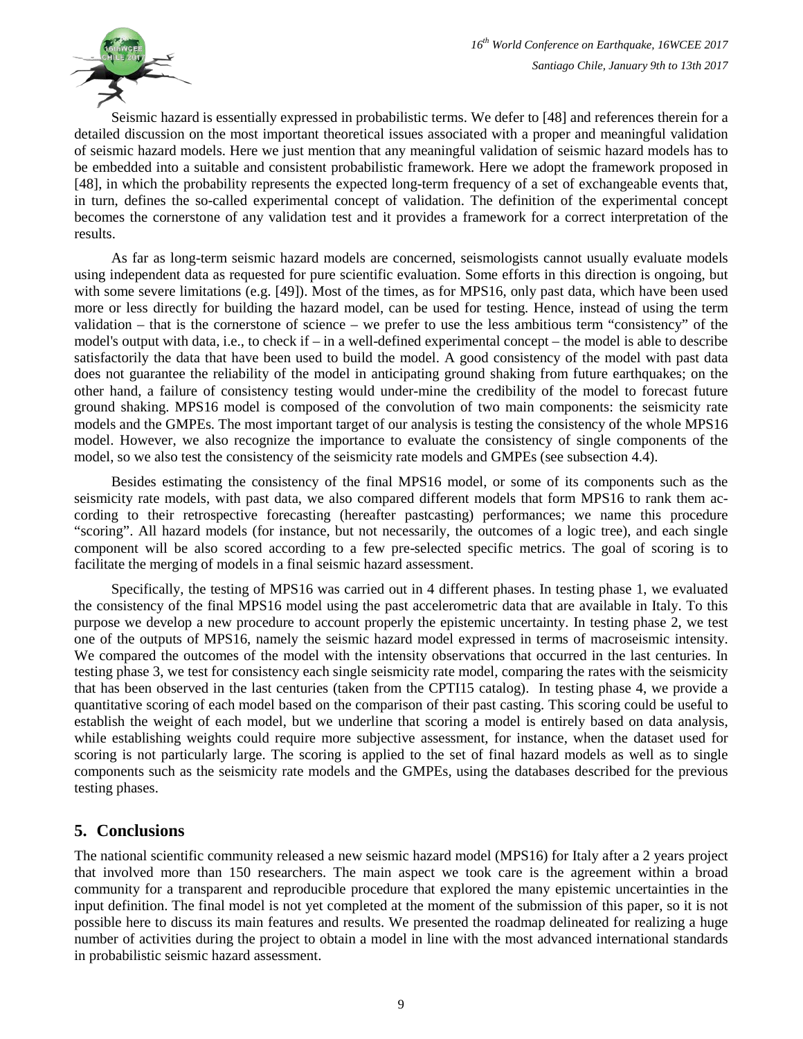Seismic hazard is essentially expressed in probabilistic terms. We defer to [48] and references therein for a detailed discussion on the most important theoretical issues associated with a proper and meaningful validation of seismic hazard models. Here we just mention that any meaningful validation of seismic hazard models has to be embedded into a suitable and consistent probabilistic framework. Here we adopt the framework proposed in [48], in which the probability represents the expected long-term frequency of a set of exchangeable events that, in turn, defines the so-called experimental concept of validation. The definition of the experimental concept becomes the cornerstone of any validation test and it provides a framework for a correct interpretation of the results.

As far as long-term seismic hazard models are concerned, seismologists cannot usually evaluate models using independent data as requested for pure scientific evaluation. Some efforts in this direction is ongoing, but with some severe limitations (e.g. [49]). Most of the times, as for MPS16, only past data, which have been used more or less directly for building the hazard model, can be used for testing. Hence, instead of using the term validation – that is the cornerstone of science – we prefer to use the less ambitious term "consistency" of the model's output with data, i.e., to check if – in a well-defined experimental concept – the model is able to describe satisfactorily the data that have been used to build the model. A good consistency of the model with past data does not guarantee the reliability of the model in anticipating ground shaking from future earthquakes; on the other hand, a failure of consistency testing would under-mine the credibility of the model to forecast future ground shaking. MPS16 model is composed of the convolution of two main components: the seismicity rate models and the GMPEs. The most important target of our analysis is testing the consistency of the whole MPS16 model. However, we also recognize the importance to evaluate the consistency of single components of the model, so we also test the consistency of the seismicity rate models and GMPEs (see subsection 4.4).

Besides estimating the consistency of the final MPS16 model, or some of its components such as the seismicity rate models, with past data, we also compared different models that form MPS16 to rank them according to their retrospective forecasting (hereafter pastcasting) performances; we name this procedure "scoring". All hazard models (for instance, but not necessarily, the outcomes of a logic tree), and each single component will be also scored according to a few pre-selected specific metrics. The goal of scoring is to facilitate the merging of models in a final seismic hazard assessment.

Specifically, the testing of MPS16 was carried out in 4 different phases. In testing phase 1, we evaluated the consistency of the final MPS16 model using the past accelerometric data that are available in Italy. To this purpose we develop a new procedure to account properly the epistemic uncertainty. In testing phase 2, we test one of the outputs of MPS16, namely the seismic hazard model expressed in terms of macroseismic intensity. We compared the outcomes of the model with the intensity observations that occurred in the last centuries. In testing phase 3, we test for consistency each single seismicity rate model, comparing the rates with the seismicity that has been observed in the last centuries (taken from the CPTI15 catalog). In testing phase 4, we provide a quantitative scoring of each model based on the comparison of their past casting. This scoring could be useful to establish the weight of each model, but we underline that scoring a model is entirely based on data analysis, while establishing weights could require more subjective assessment, for instance, when the dataset used for scoring is not particularly large. The scoring is applied to the set of final hazard models as well as to single components such as the seismicity rate models and the GMPEs, using the databases described for the previous testing phases.

## 5. Conclusions

The national scientific community released a new seismic hazard model (MPS16) for Italy after a 2 years project that involved more than 150 researchers. The main aspect we took care is the agreement within a broad community for a transparent and reproducible procedure that explored the many epistemic uncertainties in the input definition. The final model is not yet completed at the moment of the submission of this paper, so it is not possible here to discuss its main features and results. We presented the roadmap delineated for realizing a huge number of activities during the project to obtain a model in line with the most advanced international standards in probabilistic seismic hazard assessment.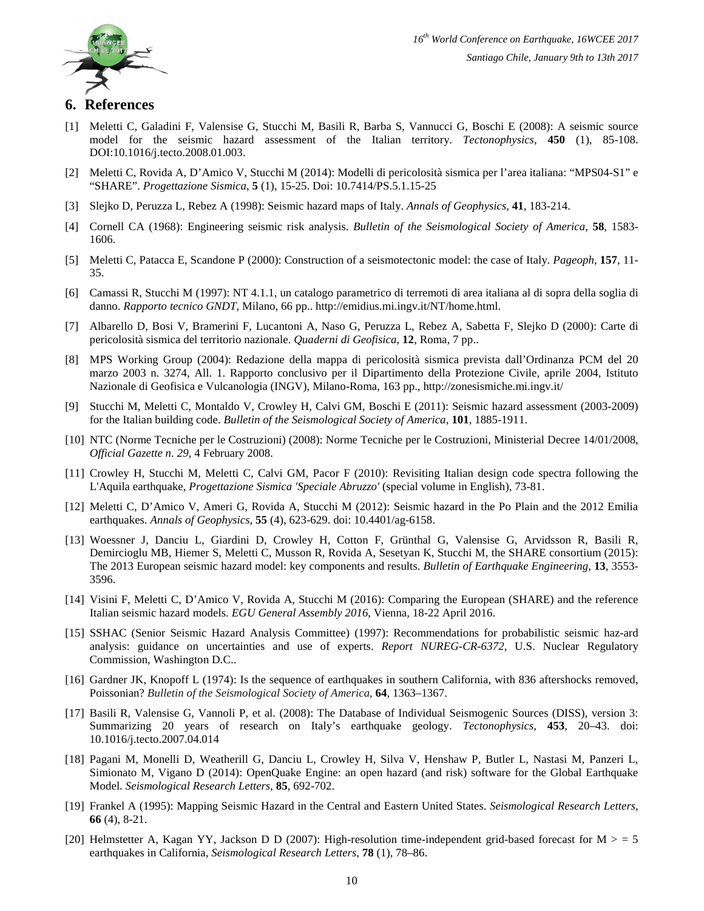## 6. References

[1] Meletti C, Galadini F, Valensise G, Stucchi M, Basili R, Barba S, Vannucci G, Boschi E (2008): A seismic source model for the seismic hazard assessment of the Italian territory. *Tectonophysics*, **450** (1), 85-108. DOI:10.1016/j.tecto.2008.01.003.

[2] Meletti C, Rovida A, D'Amico V, Stucchi M (2014): Modelli di pericolosità sismica per l'area italiana: "MPS04-S1" e "SHARE". *Progettazione Sismica*, **5** (1), 15-25. Doi: 10.7414/PS.5.1.15-25

[3] Slejko D, Peruzza L, Rebez A (1998): Seismic hazard maps of Italy. *Annals of Geophysics*, **41**, 183-214.

[4] Cornell CA (1968): Engineering seismic risk analysis. *Bulletin of the Seismological Society of America*, **58**, 1583-1606.

[5] Meletti C, Patacca E, Scandone P (2000): Construction of a seismotectonic model: the case of Italy. *Pageoph*, **157**, 11-35.

[6] Camassi R, Stucchi M (1997): NT 4.1.1, un catalogo parametrico di terremoti di area italiana al di sopra della soglia di danno. *Rapporto tecnico GNDT*, Milano, 66 pp.. http://emidius.mi.ingv.it/NT/home.html.

[7] Albarello D, Bosi V, Bramerini F, Lucantoni A, Naso G, Peruzza L, Rebez A, Sabetta F, Slejko D (2000): Carte di pericolosità sismica del territorio nazionale. *Quaderni di Geofisica*, **12**, Roma, 7 pp..

[8] MPS Working Group (2004): Redazione della mappa di pericolosità sismica prevista dall'Ordinanza PCM del 20 marzo 2003 n. 3274, All. 1. Rapporto conclusivo per il Dipartimento della Protezione Civile, aprile 2004, Istituto Nazionale di Geofisica e Vulcanologia (INGV), Milano-Roma, 163 pp., http://zonesismiche.mi.ingv.it/

[9] Stucchi M, Meletti C, Montaldo V, Crowley H, Calvi GM, Boschi E (2011): Seismic hazard assessment (2003-2009) for the Italian building code. *Bulletin of the Seismological Society of America*, **101**, 1885-1911.

[10] NTC (Norme Tecniche per le Costruzioni) (2008): Norme Tecniche per le Costruzioni, Ministerial Decree 14/01/2008, *Official Gazette n. 29*, 4 February 2008.

[11] Crowley H, Stucchi M, Meletti C, Calvi GM, Pacor F (2010): Revisiting Italian design code spectra following the L'Aquila earthquake, *Progettazione Sismica 'Speciale Abruzzo'* (special volume in English), 73-81.

[12] Meletti C, D'Amico V, Ameri G, Rovida A, Stucchi M (2012): Seismic hazard in the Po Plain and the 2012 Emilia earthquakes. *Annals of Geophysics*, **55** (4), 623-629. doi: 10.4401/ag-6158.

[13] Woessner J, Danciu L, Giardini D, Crowley H, Cotton F, Grünthal G, Valensise G, Arvidsson R, Basili R, Demircioglu MB, Hiemer S, Meletti C, Musson R, Rovida A, Sesetyan K, Stucchi M, the SHARE consortium (2015): The 2013 European seismic hazard model: key components and results. *Bulletin of Earthquake Engineering*, **13**, 3553-3596.

[14] Visini F, Meletti C, D'Amico V, Rovida A, Stucchi M (2016): Comparing the European (SHARE) and the reference Italian seismic hazard models. *EGU General Assembly 2016*, Vienna, 18-22 April 2016.

[15] SSHAC (Senior Seismic Hazard Analysis Committee) (1997): Recommendations for probabilistic seismic haz-ard analysis: guidance on uncertainties and use of experts. *Report NUREG-CR-6372*, U.S. Nuclear Regulatory Commission, Washington D.C..

[16] Gardner JK, Knopoff L (1974): Is the sequence of earthquakes in southern California, with 836 aftershocks removed, Poissonian? *Bulletin of the Seismological Society of America*, **64**, 1363–1367.

[17] Basili R, Valensise G, Vannoli P, et al. (2008): The Database of Individual Seismogenic Sources (DISS), version 3: Summarizing 20 years of research on Italy's earthquake geology. *Tectonophysics*, **453**, 20–43. doi: 10.1016/j.tecto.2007.04.014

[18] Pagani M, Monelli D, Weatherill G, Danciu L, Crowley H, Silva V, Henshaw P, Butler L, Nastasi M, Panzeri L, Simionato M, Vigano D (2014): OpenQuake Engine: an open hazard (and risk) software for the Global Earthquake Model. *Seismological Research Letters*, **85**, 692-702.

[19] Frankel A (1995): Mapping Seismic Hazard in the Central and Eastern United States. *Seismological Research Letters*, **66** (4), 8-21.

[20] Helmstetter A, Kagan YY, Jackson D D (2007): High-resolution time-independent grid-based forecast for M > = 5 earthquakes in California, *Seismological Research Letters*, **78** (1), 78–86.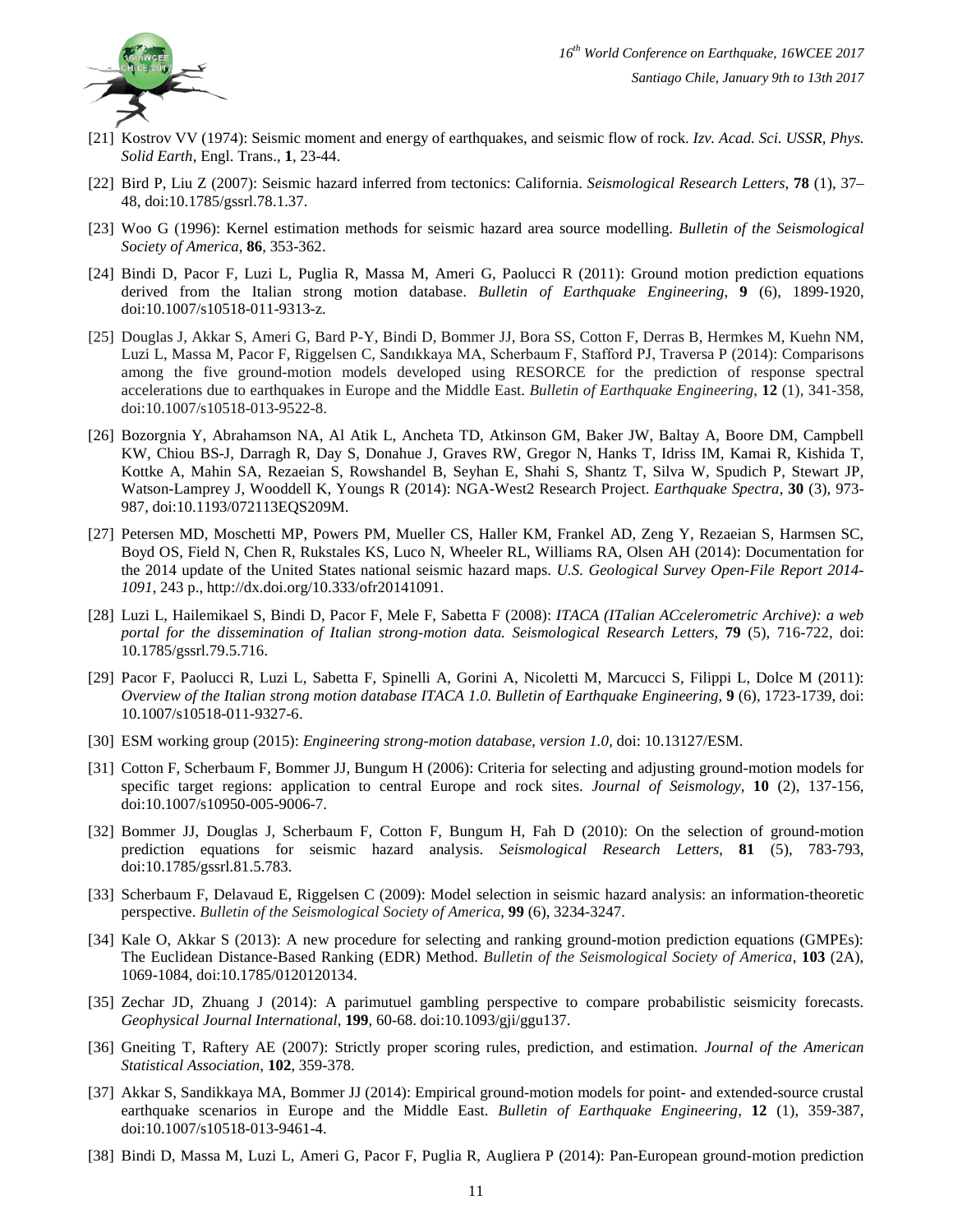[21] Kostrov VV (1974): Seismic moment and energy of earthquakes, and seismic flow of rock. *Izv. Acad. Sci. USSR, Phys. Solid Earth*, Engl. Trans., **1**, 23-44.

[22] Bird P, Liu Z (2007): Seismic hazard inferred from tectonics: California. *Seismological Research Letters*, **78** (1), 37–48, doi:10.1785/gssrl.78.1.37.

[23] Woo G (1996): Kernel estimation methods for seismic hazard area source modelling. *Bulletin of the Seismological Society of America*, **86**, 353-362.

[24] Bindi D, Pacor F, Luzi L, Puglia R, Massa M, Ameri G, Paolucci R (2011): Ground motion prediction equations derived from the Italian strong motion database. *Bulletin of Earthquake Engineering*, **9** (6), 1899-1920, doi:10.1007/s10518-011-9313-z.

[25] Douglas J, Akkar S, Ameri G, Bard P-Y, Bindi D, Bommer JJ, Bora SS, Cotton F, Derras B, Hermkes M, Kuehn NM, Luzi L, Massa M, Pacor F, Riggelsen C, Sandıkkaya MA, Scherbaum F, Stafford PJ, Traversa P (2014): Comparisons among the five ground-motion models developed using RESORCE for the prediction of response spectral accelerations due to earthquakes in Europe and the Middle East. *Bulletin of Earthquake Engineering*, **12** (1), 341-358, doi:10.1007/s10518-013-9522-8.

[26] Bozorgnia Y, Abrahamson NA, Al Atik L, Ancheta TD, Atkinson GM, Baker JW, Baltay A, Boore DM, Campbell KW, Chiou BS-J, Darragh R, Day S, Donahue J, Graves RW, Gregor N, Hanks T, Idriss IM, Kamai R, Kishida T, Kottke A, Mahin SA, Rezaeian S, Rowshandel B, Seyhan E, Shahi S, Shantz T, Silva W, Spudich P, Stewart JP, Watson-Lamprey J, Wooddell K, Youngs R (2014): NGA-West2 Research Project. *Earthquake Spectra*, **30** (3), 973-987, doi:10.1193/072113EQS209M.

[27] Petersen MD, Moschetti MP, Powers PM, Mueller CS, Haller KM, Frankel AD, Zeng Y, Rezaeian S, Harmsen SC, Boyd OS, Field N, Chen R, Rukstales KS, Luco N, Wheeler RL, Williams RA, Olsen AH (2014): Documentation for the 2014 update of the United States national seismic hazard maps. *U.S. Geological Survey Open-File Report 2014-1091*, 243 p., http://dx.doi.org/10.333/ofr20141091.

[28] Luzi L, Hailemikael S, Bindi D, Pacor F, Mele F, Sabetta F (2008): *ITACA (ITalian ACcelerometric Archive): a web portal for the dissemination of Italian strong-motion data. Seismological Research Letters*, **79** (5), 716-722, doi: 10.1785/gssrl.79.5.716.

[29] Pacor F, Paolucci R, Luzi L, Sabetta F, Spinelli A, Gorini A, Nicoletti M, Marcucci S, Filippi L, Dolce M (2011): *Overview of the Italian strong motion database ITACA 1.0. Bulletin of Earthquake Engineering*, **9** (6), 1723-1739, doi: 10.1007/s10518-011-9327-6.

[30] ESM working group (2015): *Engineering strong-motion database, version 1.0*, doi: 10.13127/ESM.

[31] Cotton F, Scherbaum F, Bommer JJ, Bungum H (2006): Criteria for selecting and adjusting ground-motion models for specific target regions: application to central Europe and rock sites. *Journal of Seismology*, **10** (2), 137-156, doi:10.1007/s10950-005-9006-7.

[32] Bommer JJ, Douglas J, Scherbaum F, Cotton F, Bungum H, Fah D (2010): On the selection of ground-motion prediction equations for seismic hazard analysis. *Seismological Research Letters*, **81** (5), 783-793, doi:10.1785/gssrl.81.5.783.

[33] Scherbaum F, Delavaud E, Riggelsen C (2009): Model selection in seismic hazard analysis: an information-theoretic perspective. *Bulletin of the Seismological Society of America*, **99** (6), 3234-3247.

[34] Kale O, Akkar S (2013): A new procedure for selecting and ranking ground-motion prediction equations (GMPEs): The Euclidean Distance-Based Ranking (EDR) Method. *Bulletin of the Seismological Society of America*, **103** (2A), 1069-1084, doi:10.1785/0120120134.

[35] Zechar JD, Zhuang J (2014): A parimutuel gambling perspective to compare probabilistic seismicity forecasts. *Geophysical Journal International*, **199**, 60-68. doi:10.1093/gji/ggu137.

[36] Gneiting T, Raftery AE (2007): Strictly proper scoring rules, prediction, and estimation. *Journal of the American Statistical Association*, **102**, 359-378.

[37] Akkar S, Sandikkaya MA, Bommer JJ (2014): Empirical ground-motion models for point- and extended-source crustal earthquake scenarios in Europe and the Middle East. *Bulletin of Earthquake Engineering*, **12** (1), 359-387, doi:10.1007/s10518-013-9461-4.

[38] Bindi D, Massa M, Luzi L, Ameri G, Pacor F, Puglia R, Augliera P (2014): Pan-European ground-motion prediction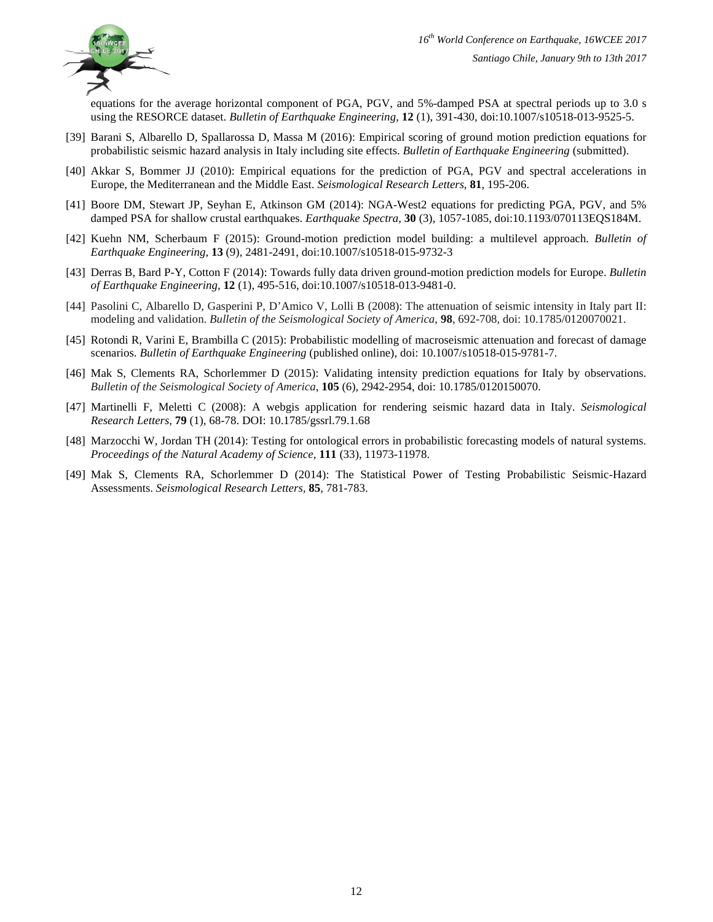equations for the average horizontal component of PGA, PGV, and 5%-damped PSA at spectral periods up to 3.0 s using the RESORCE dataset. *Bulletin of Earthquake Engineering*, **12** (1), 391-430, doi:10.1007/s10518-013-9525-5.

[39] Barani S, Albarello D, Spallarossa D, Massa M (2016): Empirical scoring of ground motion prediction equations for probabilistic seismic hazard analysis in Italy including site effects. *Bulletin of Earthquake Engineering* (submitted).

[40] Akkar S, Bommer JJ (2010): Empirical equations for the prediction of PGA, PGV and spectral accelerations in Europe, the Mediterranean and the Middle East. *Seismological Research Letters*, **81**, 195-206.

[41] Boore DM, Stewart JP, Seyhan E, Atkinson GM (2014): NGA-West2 equations for predicting PGA, PGV, and 5% damped PSA for shallow crustal earthquakes. *Earthquake Spectra*, **30** (3), 1057-1085, doi:10.1193/070113EQS184M.

[42] Kuehn NM, Scherbaum F (2015): Ground-motion prediction model building: a multilevel approach. *Bulletin of Earthquake Engineering*, **13** (9), 2481-2491, doi:10.1007/s10518-015-9732-3

[43] Derras B, Bard P-Y, Cotton F (2014): Towards fully data driven ground-motion prediction models for Europe. *Bulletin of Earthquake Engineering*, **12** (1), 495-516, doi:10.1007/s10518-013-9481-0.

[44] Pasolini C, Albarello D, Gasperini P, D'Amico V, Lolli B (2008): The attenuation of seismic intensity in Italy part II: modeling and validation. *Bulletin of the Seismological Society of America*, **98**, 692-708, doi: 10.1785/0120070021.

[45] Rotondi R, Varini E, Brambilla C (2015): Probabilistic modelling of macroseismic attenuation and forecast of damage scenarios. *Bulletin of Earthquake Engineering* (published online), doi: 10.1007/s10518-015-9781-7.

[46] Mak S, Clements RA, Schorlemmer D (2015): Validating intensity prediction equations for Italy by observations. *Bulletin of the Seismological Society of America*, **105** (6), 2942-2954, doi: 10.1785/0120150070.

[47] Martinelli F, Meletti C (2008): A webgis application for rendering seismic hazard data in Italy. *Seismological Research Letters*, **79** (1), 68-78. DOI: 10.1785/gssrl.79.1.68

[48] Marzocchi W, Jordan TH (2014): Testing for ontological errors in probabilistic forecasting models of natural systems. *Proceedings of the Natural Academy of Science*, **111** (33), 11973-11978.

[49] Mak S, Clements RA, Schorlemmer D (2014): The Statistical Power of Testing Probabilistic Seismic-Hazard Assessments. *Seismological Research Letters*, **85**, 781-783.